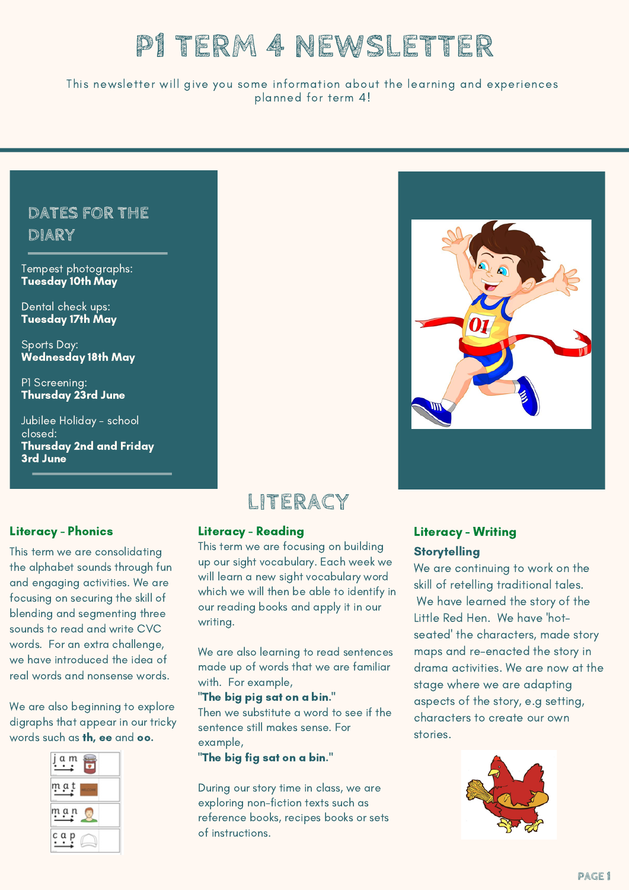# P1 TERM 4 NEWSLETTER

This newsletter will give you some information about the learning and experiences planned for term 4!

## DATES FOR THE DIARY

Tempest photographs:
**Tuesday 10th May**

Dental check ups:
**Tuesday 17th May**

Sports Day:
**Wednesday 18th May**

P1 Screening:
**Thursday 23rd June**

Jubilee Holiday - school closed:
**Thursday 2nd and Friday 3rd June**

## LITERACY

### Literacy - Phonics

This term we are consolidating the alphabet sounds through fun and engaging activities. We are focusing on securing the skill of blending and segmenting three sounds to read and write CVC words. For an extra challenge, we have introduced the idea of real words and nonsense words.

We are also beginning to explore digraphs that appear in our tricky words such as **th, ee** and **oo.**

### Literacy - Reading

This term we are focusing on building up our sight vocabulary. Each week we will learn a new sight vocabulary word which we will then be able to identify in our reading books and apply it in our writing.

We are also learning to read sentences made up of words that we are familiar with. For example,
**"The big pig sat on a bin."**
Then we substitute a word to see if the sentence still makes sense. For example,
**"The big fig sat on a bin."**

During our story time in class, we are exploring non-fiction texts such as reference books, recipes books or sets of instructions.

### Literacy - Writing

**Storytelling**

We are continuing to work on the skill of retelling traditional tales. We have learned the story of the Little Red Hen. We have 'hot-seated' the characters, made story maps and re-enacted the story in drama activities. We are now at the stage where we are adapting aspects of the story, e.g setting, characters to create our own stories.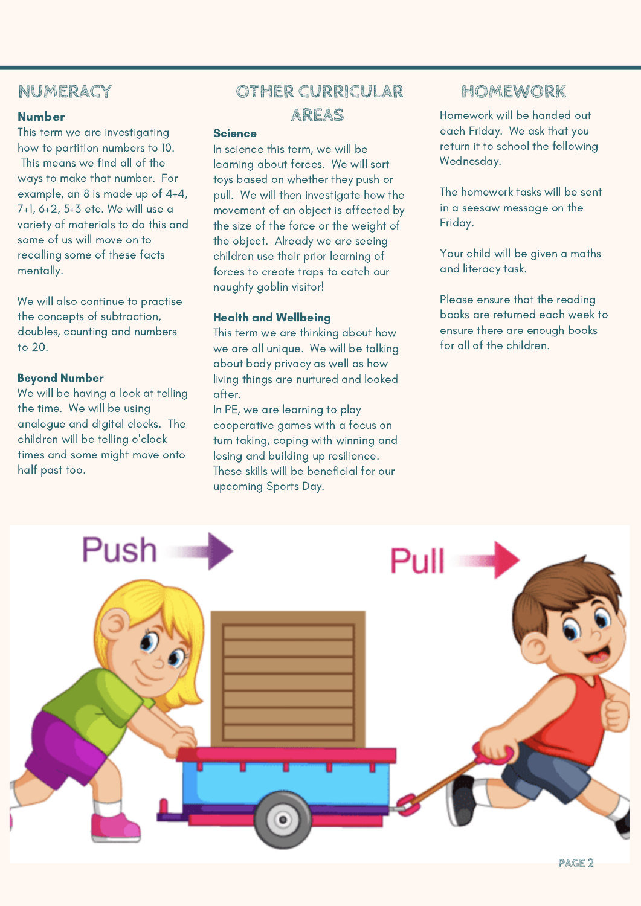## NUMERACY

### Number

This term we are investigating how to partition numbers to 10. This means we find all of the ways to make that number. For example, an 8 is made up of 4+4, 7+1, 6+2, 5+3 etc. We will use a variety of materials to do this and some of us will move on to recalling some of these facts mentally.

We will also continue to practise the concepts of subtraction, doubles, counting and numbers to 20.

### Beyond Number

We will be having a look at telling the time. We will be using analogue and digital clocks. The children will be telling o'clock times and some might move onto half past too.

## OTHER CURRICULAR AREAS

### Science

In science this term, we will be learning about forces. We will sort toys based on whether they push or pull. We will then investigate how the movement of an object is affected by the size of the force or the weight of the object. Already we are seeing children use their prior learning of forces to create traps to catch our naughty goblin visitor!

### Health and Wellbeing

This term we are thinking about how we are all unique. We will be talking about body privacy as well as how living things are nurtured and looked after.

In PE, we are learning to play cooperative games with a focus on turn taking, coping with winning and losing and building up resilience. These skills will be beneficial for our upcoming Sports Day.

## HOMEWORK

Homework will be handed out each Friday. We ask that you return it to school the following Wednesday.

The homework tasks will be sent in a seesaw message on the Friday.

Your child will be given a maths and literacy task.

Please ensure that the reading books are returned each week to ensure there are enough books for all of the children.

Push

Pull